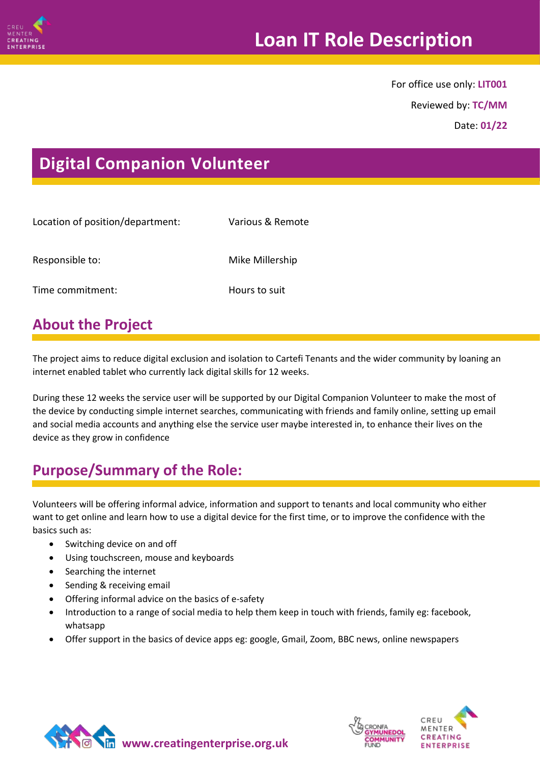# Loan IT Role Description

For office use only: **LIT001**

Reviewed by: **TC/MM**

Date: **01/22**

## Digital Companion Volunteer

| | |
|---|---|
| Location of position/department: | Various & Remote |
| Responsible to: | Mike Millership |
| Time commitment: | Hours to suit |

## About the Project

The project aims to reduce digital exclusion and isolation to Cartefi Tenants and the wider community by loaning an internet enabled tablet who currently lack digital skills for 12 weeks.

During these 12 weeks the service user will be supported by our Digital Companion Volunteer to make the most of the device by conducting simple internet searches, communicating with friends and family online, setting up email and social media accounts and anything else the service user maybe interested in, to enhance their lives on the device as they grow in confidence

## Purpose/Summary of the Role:

Volunteers will be offering informal advice, information and support to tenants and local community who either want to get online and learn how to use a digital device for the first time, or to improve the confidence with the basics such as:

- Switching device on and off
- Using touchscreen, mouse and keyboards
- Searching the internet
- Sending & receiving email
- Offering informal advice on the basics of e-safety
- Introduction to a range of social media to help them keep in touch with friends, family eg: facebook, whatsapp
- Offer support in the basics of device apps eg: google, Gmail, Zoom, BBC news, online newspapers

www.creatingenterprise.org.uk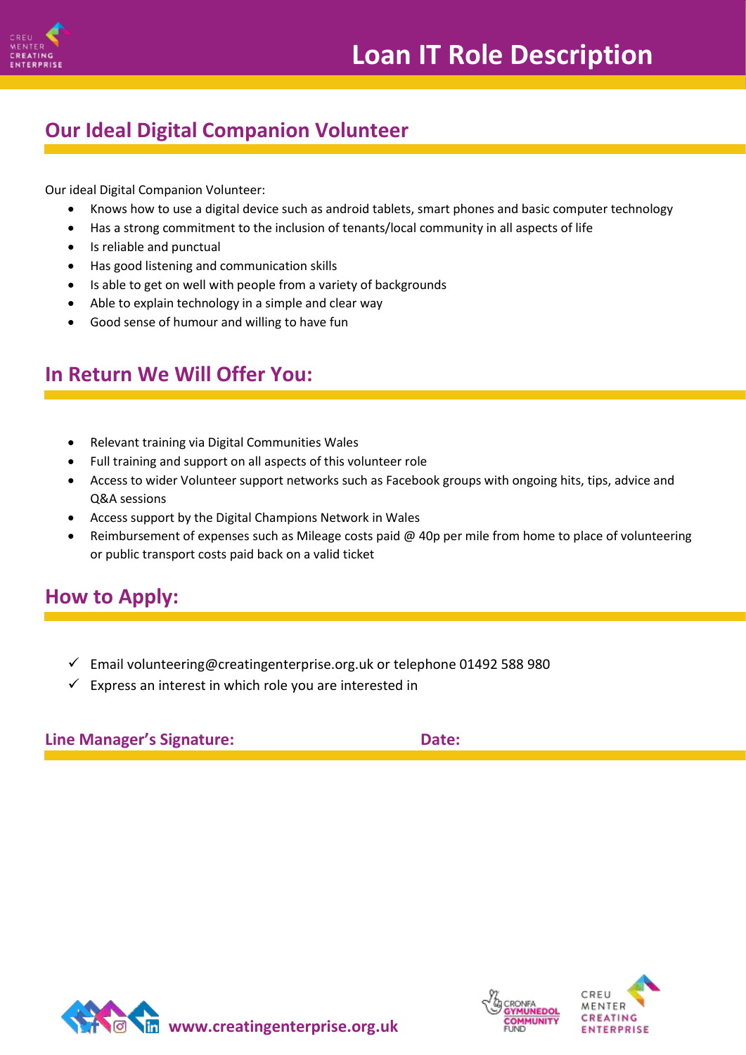# Loan IT Role Description

## Our Ideal Digital Companion Volunteer

Our ideal Digital Companion Volunteer:

- Knows how to use a digital device such as android tablets, smart phones and basic computer technology
- Has a strong commitment to the inclusion of tenants/local community in all aspects of life
- Is reliable and punctual
- Has good listening and communication skills
- Is able to get on well with people from a variety of backgrounds
- Able to explain technology in a simple and clear way
- Good sense of humour and willing to have fun

## In Return We Will Offer You:

- Relevant training via Digital Communities Wales
- Full training and support on all aspects of this volunteer role
- Access to wider Volunteer support networks such as Facebook groups with ongoing hits, tips, advice and Q&A sessions
- Access support by the Digital Champions Network in Wales
- Reimbursement of expenses such as Mileage costs paid @ 40p per mile from home to place of volunteering or public transport costs paid back on a valid ticket

## How to Apply:

- ✓ Email volunteering@creatingenterprise.org.uk or telephone 01492 588 980
- ✓ Express an interest in which role you are interested in

**Line Manager's Signature:** **Date:**

www.creatingenterprise.org.uk